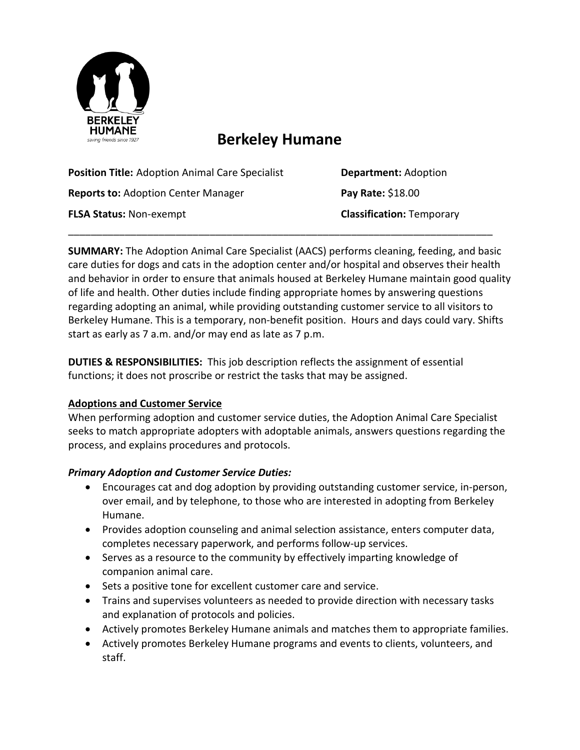# Berkeley Humane

| | |
|---|---|
| **Position Title:** Adoption Animal Care Specialist | **Department:** Adoption |
| **Reports to:** Adoption Center Manager | **Pay Rate:** $18.00 |
| **FLSA Status:** Non-exempt | **Classification:** Temporary |

---

**SUMMARY:** The Adoption Animal Care Specialist (AACS) performs cleaning, feeding, and basic care duties for dogs and cats in the adoption center and/or hospital and observes their health and behavior in order to ensure that animals housed at Berkeley Humane maintain good quality of life and health. Other duties include finding appropriate homes by answering questions regarding adopting an animal, while providing outstanding customer service to all visitors to Berkeley Humane. This is a temporary, non-benefit position. Hours and days could vary. Shifts start as early as 7 a.m. and/or may end as late as 7 p.m.

**DUTIES & RESPONSIBILITIES:** This job description reflects the assignment of essential functions; it does not proscribe or restrict the tasks that may be assigned.

## Adoptions and Customer Service

When performing adoption and customer service duties, the Adoption Animal Care Specialist seeks to match appropriate adopters with adoptable animals, answers questions regarding the process, and explains procedures and protocols.

### *Primary Adoption and Customer Service Duties:*

- Encourages cat and dog adoption by providing outstanding customer service, in-person, over email, and by telephone, to those who are interested in adopting from Berkeley Humane.
- Provides adoption counseling and animal selection assistance, enters computer data, completes necessary paperwork, and performs follow-up services.
- Serves as a resource to the community by effectively imparting knowledge of companion animal care.
- Sets a positive tone for excellent customer care and service.
- Trains and supervises volunteers as needed to provide direction with necessary tasks and explanation of protocols and policies.
- Actively promotes Berkeley Humane animals and matches them to appropriate families.
- Actively promotes Berkeley Humane programs and events to clients, volunteers, and staff.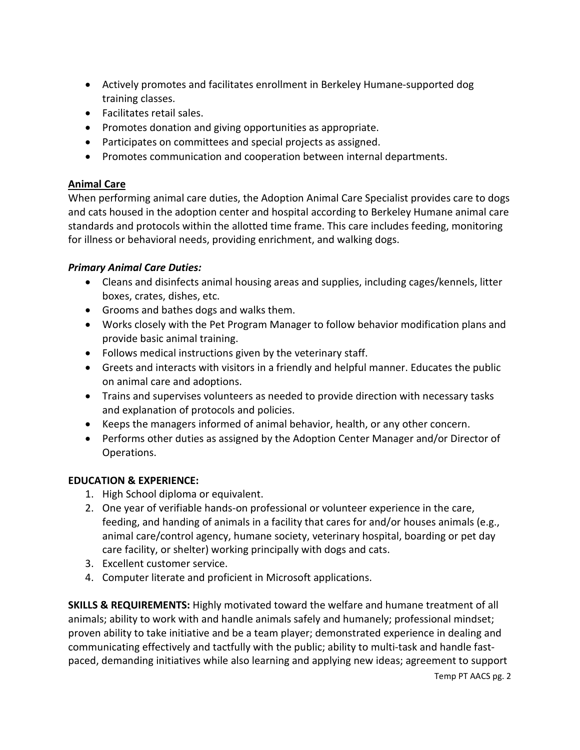- Actively promotes and facilitates enrollment in Berkeley Humane-supported dog training classes.
- Facilitates retail sales.
- Promotes donation and giving opportunities as appropriate.
- Participates on committees and special projects as assigned.
- Promotes communication and cooperation between internal departments.

**Animal Care**

When performing animal care duties, the Adoption Animal Care Specialist provides care to dogs and cats housed in the adoption center and hospital according to Berkeley Humane animal care standards and protocols within the allotted time frame. This care includes feeding, monitoring for illness or behavioral needs, providing enrichment, and walking dogs.

***Primary Animal Care Duties:***

- Cleans and disinfects animal housing areas and supplies, including cages/kennels, litter boxes, crates, dishes, etc.
- Grooms and bathes dogs and walks them.
- Works closely with the Pet Program Manager to follow behavior modification plans and provide basic animal training.
- Follows medical instructions given by the veterinary staff.
- Greets and interacts with visitors in a friendly and helpful manner. Educates the public on animal care and adoptions.
- Trains and supervises volunteers as needed to provide direction with necessary tasks and explanation of protocols and policies.
- Keeps the managers informed of animal behavior, health, or any other concern.
- Performs other duties as assigned by the Adoption Center Manager and/or Director of Operations.

**EDUCATION & EXPERIENCE:**

1. High School diploma or equivalent.
2. One year of verifiable hands-on professional or volunteer experience in the care, feeding, and handing of animals in a facility that cares for and/or houses animals (e.g., animal care/control agency, humane society, veterinary hospital, boarding or pet day care facility, or shelter) working principally with dogs and cats.
3. Excellent customer service.
4. Computer literate and proficient in Microsoft applications.

**SKILLS & REQUIREMENTS:** Highly motivated toward the welfare and humane treatment of all animals; ability to work with and handle animals safely and humanely; professional mindset; proven ability to take initiative and be a team player; demonstrated experience in dealing and communicating effectively and tactfully with the public; ability to multi-task and handle fast-paced, demanding initiatives while also learning and applying new ideas; agreement to support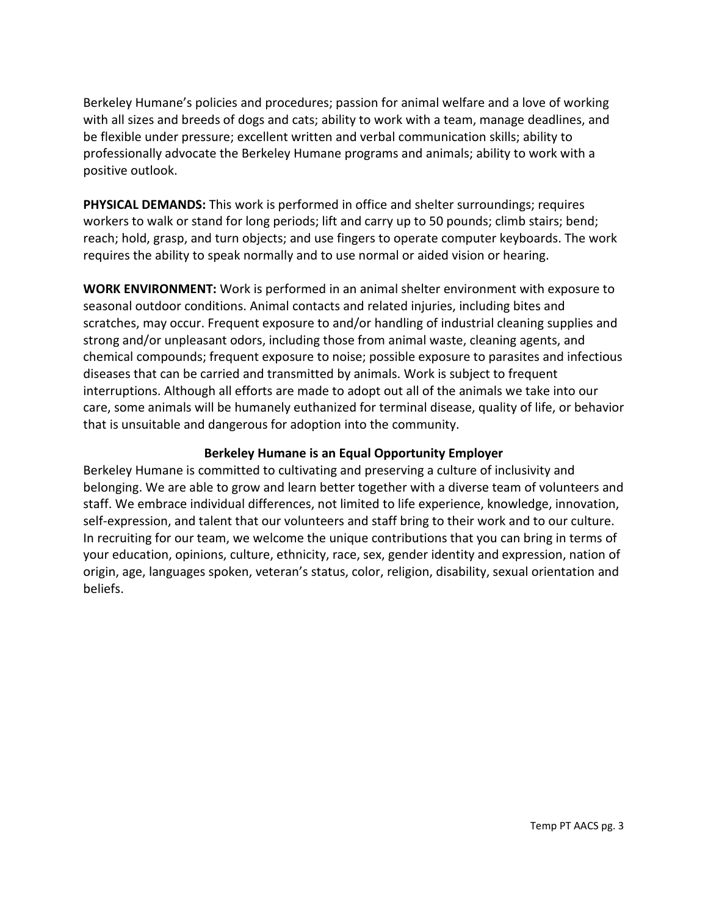Berkeley Humane's policies and procedures; passion for animal welfare and a love of working with all sizes and breeds of dogs and cats; ability to work with a team, manage deadlines, and be flexible under pressure; excellent written and verbal communication skills; ability to professionally advocate the Berkeley Humane programs and animals; ability to work with a positive outlook.

**PHYSICAL DEMANDS:** This work is performed in office and shelter surroundings; requires workers to walk or stand for long periods; lift and carry up to 50 pounds; climb stairs; bend; reach; hold, grasp, and turn objects; and use fingers to operate computer keyboards. The work requires the ability to speak normally and to use normal or aided vision or hearing.

**WORK ENVIRONMENT:** Work is performed in an animal shelter environment with exposure to seasonal outdoor conditions. Animal contacts and related injuries, including bites and scratches, may occur. Frequent exposure to and/or handling of industrial cleaning supplies and strong and/or unpleasant odors, including those from animal waste, cleaning agents, and chemical compounds; frequent exposure to noise; possible exposure to parasites and infectious diseases that can be carried and transmitted by animals. Work is subject to frequent interruptions. Although all efforts are made to adopt out all of the animals we take into our care, some animals will be humanely euthanized for terminal disease, quality of life, or behavior that is unsuitable and dangerous for adoption into the community.

**Berkeley Humane is an Equal Opportunity Employer**

Berkeley Humane is committed to cultivating and preserving a culture of inclusivity and belonging. We are able to grow and learn better together with a diverse team of volunteers and staff. We embrace individual differences, not limited to life experience, knowledge, innovation, self-expression, and talent that our volunteers and staff bring to their work and to our culture. In recruiting for our team, we welcome the unique contributions that you can bring in terms of your education, opinions, culture, ethnicity, race, sex, gender identity and expression, nation of origin, age, languages spoken, veteran's status, color, religion, disability, sexual orientation and beliefs.